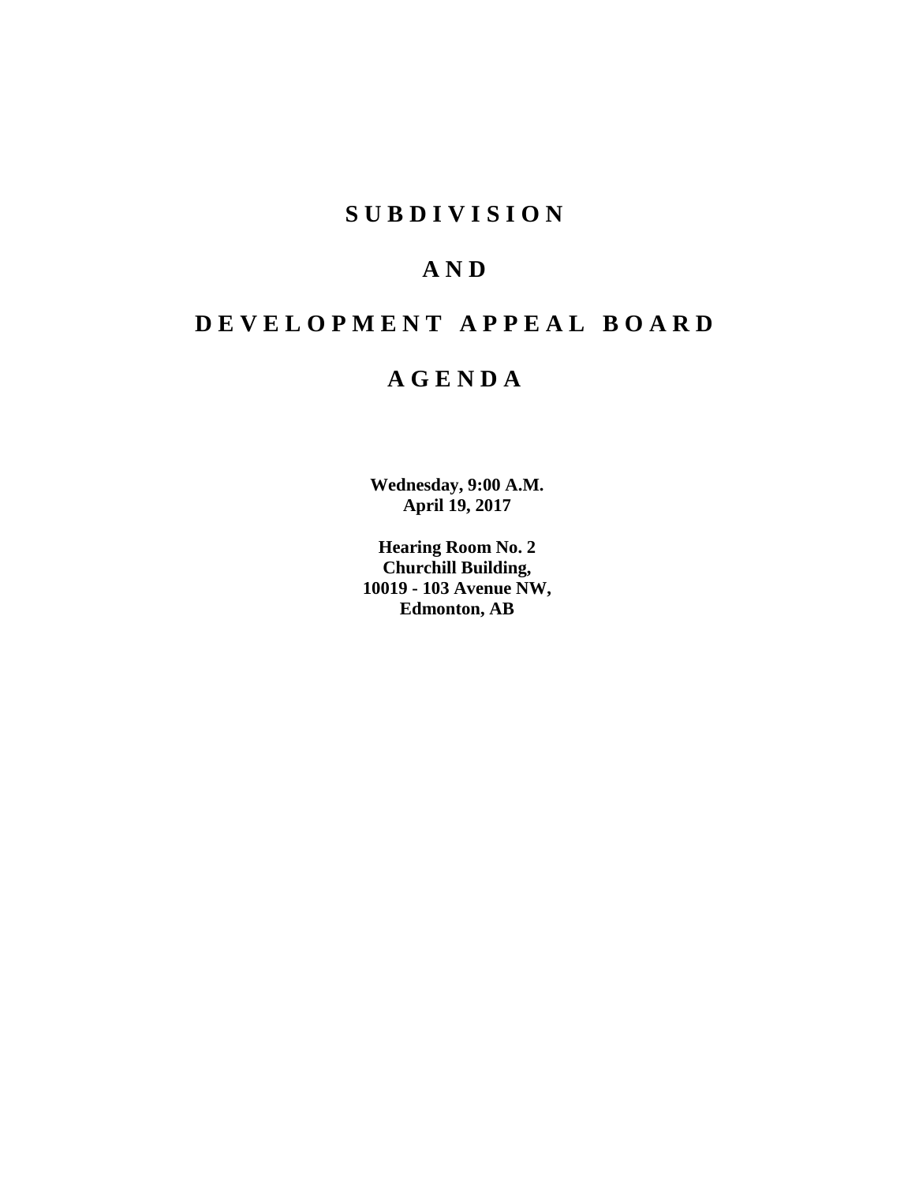# SUBDIVISION

# AND

# DEVELOPMENT APPEAL BOARD

# AGENDA

**Wednesday, 9:00 A.M.**
**April 19, 2017**

**Hearing Room No. 2**
**Churchill Building,**
**10019 - 103 Avenue NW,**
**Edmonton, AB**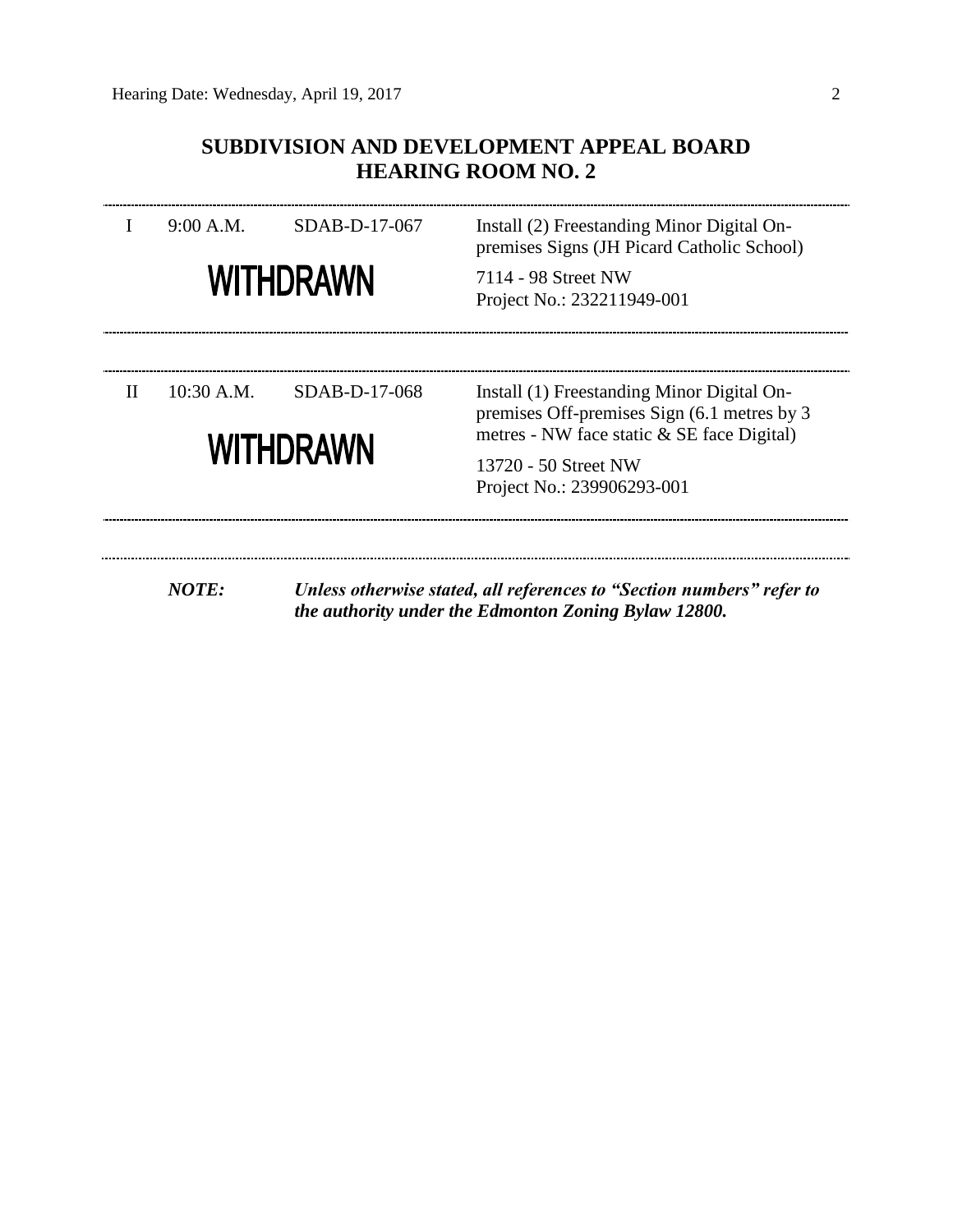## SUBDIVISION AND DEVELOPMENT APPEAL BOARD
## HEARING ROOM NO. 2

| | | | |
|---|---|---|---|
| I | 9:00 A.M. | SDAB-D-17-067 | Install (2) Freestanding Minor Digital On-premises Signs (JH Picard Catholic School) |
| | **WITHDRAWN** | | 7114 - 98 Street NW<br>Project No.: 232211949-001 |

| | | | |
|---|---|---|---|
| II | 10:30 A.M. | SDAB-D-17-068 | Install (1) Freestanding Minor Digital On-premises Off-premises Sign (6.1 metres by 3 metres - NW face static & SE face Digital) |
| | **WITHDRAWN** | | 13720 - 50 Street NW<br>Project No.: 239906293-001 |

***NOTE:*** ***Unless otherwise stated, all references to "Section numbers" refer to the authority under the Edmonton Zoning Bylaw 12800.***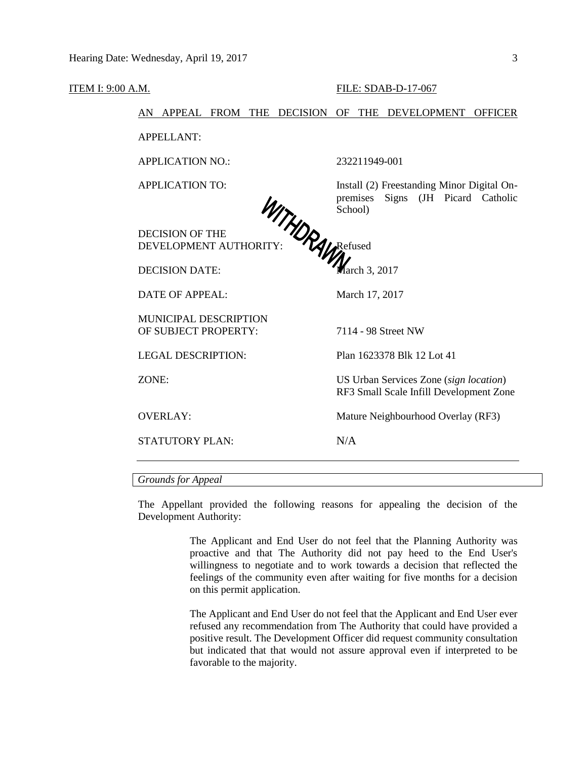ITEM I: 9:00 A.M. FILE: SDAB-D-17-067

AN APPEAL FROM THE DECISION OF THE DEVELOPMENT OFFICER

WITHDRAWN

| | |
|---|---|
| APPELLANT: | |
| APPLICATION NO.: | 232211949-001 |
| APPLICATION TO: | Install (2) Freestanding Minor Digital On-premises Signs (JH Picard Catholic School) |
| DECISION OF THE DEVELOPMENT AUTHORITY: | Refused |
| DECISION DATE: | March 3, 2017 |
| DATE OF APPEAL: | March 17, 2017 |
| MUNICIPAL DESCRIPTION OF SUBJECT PROPERTY: | 7114 - 98 Street NW |
| LEGAL DESCRIPTION: | Plan 1623378 Blk 12 Lot 41 |
| ZONE: | US Urban Services Zone (*sign location*) RF3 Small Scale Infill Development Zone |
| OVERLAY: | Mature Neighbourhood Overlay (RF3) |
| STATUTORY PLAN: | N/A |

*Grounds for Appeal*

The Appellant provided the following reasons for appealing the decision of the Development Authority:

> The Applicant and End User do not feel that the Planning Authority was proactive and that The Authority did not pay heed to the End User's willingness to negotiate and to work towards a decision that reflected the feelings of the community even after waiting for five months for a decision on this permit application.
>
> The Applicant and End User do not feel that the Applicant and End User ever refused any recommendation from The Authority that could have provided a positive result. The Development Officer did request community consultation but indicated that that would not assure approval even if interpreted to be favorable to the majority.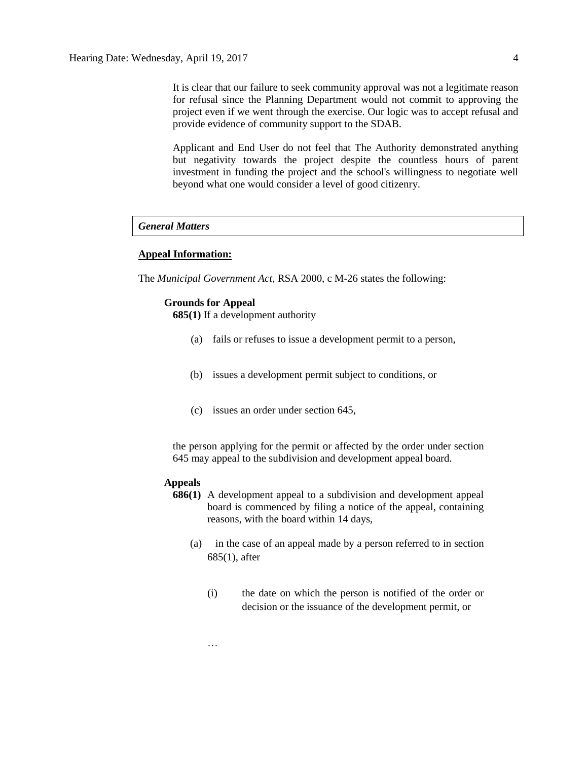It is clear that our failure to seek community approval was not a legitimate reason for refusal since the Planning Department would not commit to approving the project even if we went through the exercise. Our logic was to accept refusal and provide evidence of community support to the SDAB.

Applicant and End User do not feel that The Authority demonstrated anything but negativity towards the project despite the countless hours of parent investment in funding the project and the school's willingness to negotiate well beyond what one would consider a level of good citizenry.

***General Matters***

**Appeal Information:**

The *Municipal Government Act*, RSA 2000, c M-26 states the following:

**Grounds for Appeal**

**685(1)** If a development authority

(a) fails or refuses to issue a development permit to a person,

(b) issues a development permit subject to conditions, or

(c) issues an order under section 645,

the person applying for the permit or affected by the order under section 645 may appeal to the subdivision and development appeal board.

**Appeals**

**686(1)** A development appeal to a subdivision and development appeal board is commenced by filing a notice of the appeal, containing reasons, with the board within 14 days,

(a) in the case of an appeal made by a person referred to in section 685(1), after

(i) the date on which the person is notified of the order or decision or the issuance of the development permit, or

…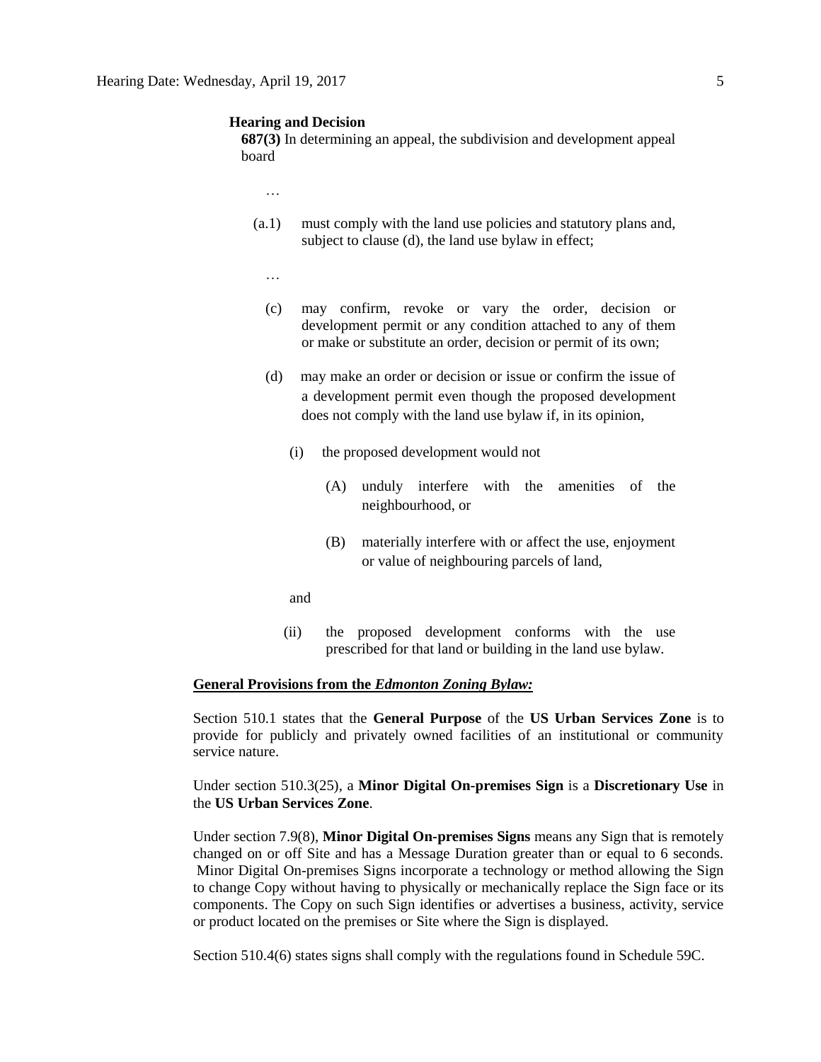**Hearing and Decision**

**687(3)** In determining an appeal, the subdivision and development appeal board

…

(a.1) must comply with the land use policies and statutory plans and, subject to clause (d), the land use bylaw in effect;

…

(c) may confirm, revoke or vary the order, decision or development permit or any condition attached to any of them or make or substitute an order, decision or permit of its own;

(d) may make an order or decision or issue or confirm the issue of a development permit even though the proposed development does not comply with the land use bylaw if, in its opinion,

(i) the proposed development would not

(A) unduly interfere with the amenities of the neighbourhood, or

(B) materially interfere with or affect the use, enjoyment or value of neighbouring parcels of land,

and

(ii) the proposed development conforms with the use prescribed for that land or building in the land use bylaw.

**General Provisions from the *Edmonton Zoning Bylaw:***

Section 510.1 states that the **General Purpose** of the **US Urban Services Zone** is to provide for publicly and privately owned facilities of an institutional or community service nature.

Under section 510.3(25), a **Minor Digital On-premises Sign** is a **Discretionary Use** in the **US Urban Services Zone**.

Under section 7.9(8), **Minor Digital On-premises Signs** means any Sign that is remotely changed on or off Site and has a Message Duration greater than or equal to 6 seconds. Minor Digital On-premises Signs incorporate a technology or method allowing the Sign to change Copy without having to physically or mechanically replace the Sign face or its components. The Copy on such Sign identifies or advertises a business, activity, service or product located on the premises or Site where the Sign is displayed.

Section 510.4(6) states signs shall comply with the regulations found in Schedule 59C.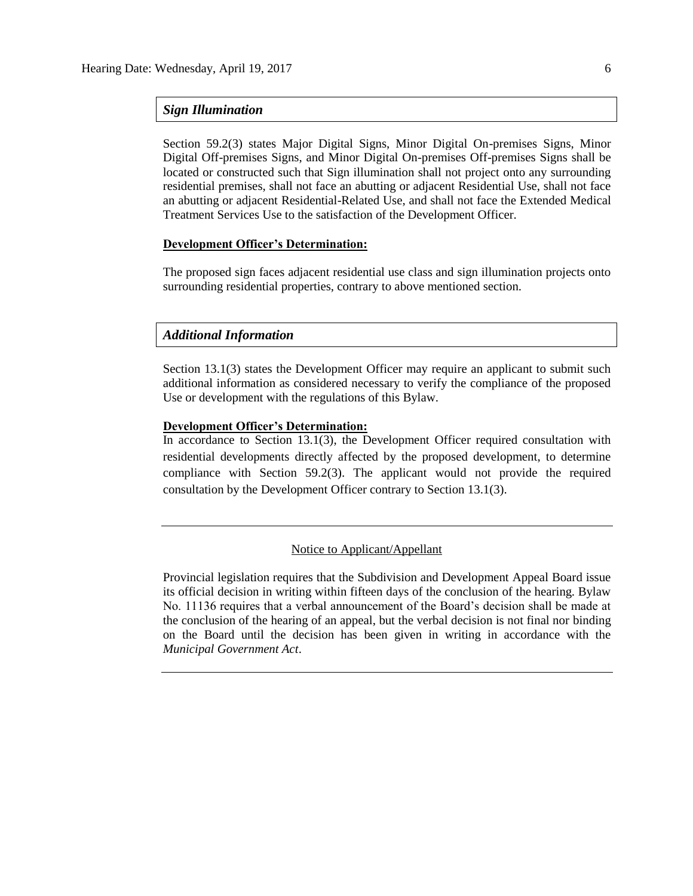### *Sign Illumination*

Section 59.2(3) states Major Digital Signs, Minor Digital On-premises Signs, Minor Digital Off-premises Signs, and Minor Digital On-premises Off-premises Signs shall be located or constructed such that Sign illumination shall not project onto any surrounding residential premises, shall not face an abutting or adjacent Residential Use, shall not face an abutting or adjacent Residential-Related Use, and shall not face the Extended Medical Treatment Services Use to the satisfaction of the Development Officer.

**Development Officer's Determination:**

The proposed sign faces adjacent residential use class and sign illumination projects onto surrounding residential properties, contrary to above mentioned section.

### *Additional Information*

Section 13.1(3) states the Development Officer may require an applicant to submit such additional information as considered necessary to verify the compliance of the proposed Use or development with the regulations of this Bylaw.

**Development Officer's Determination:**

In accordance to Section 13.1(3), the Development Officer required consultation with residential developments directly affected by the proposed development, to determine compliance with Section 59.2(3). The applicant would not provide the required consultation by the Development Officer contrary to Section 13.1(3).

---

Notice to Applicant/Appellant

Provincial legislation requires that the Subdivision and Development Appeal Board issue its official decision in writing within fifteen days of the conclusion of the hearing. Bylaw No. 11136 requires that a verbal announcement of the Board's decision shall be made at the conclusion of the hearing of an appeal, but the verbal decision is not final nor binding on the Board until the decision has been given in writing in accordance with the *Municipal Government Act*.

---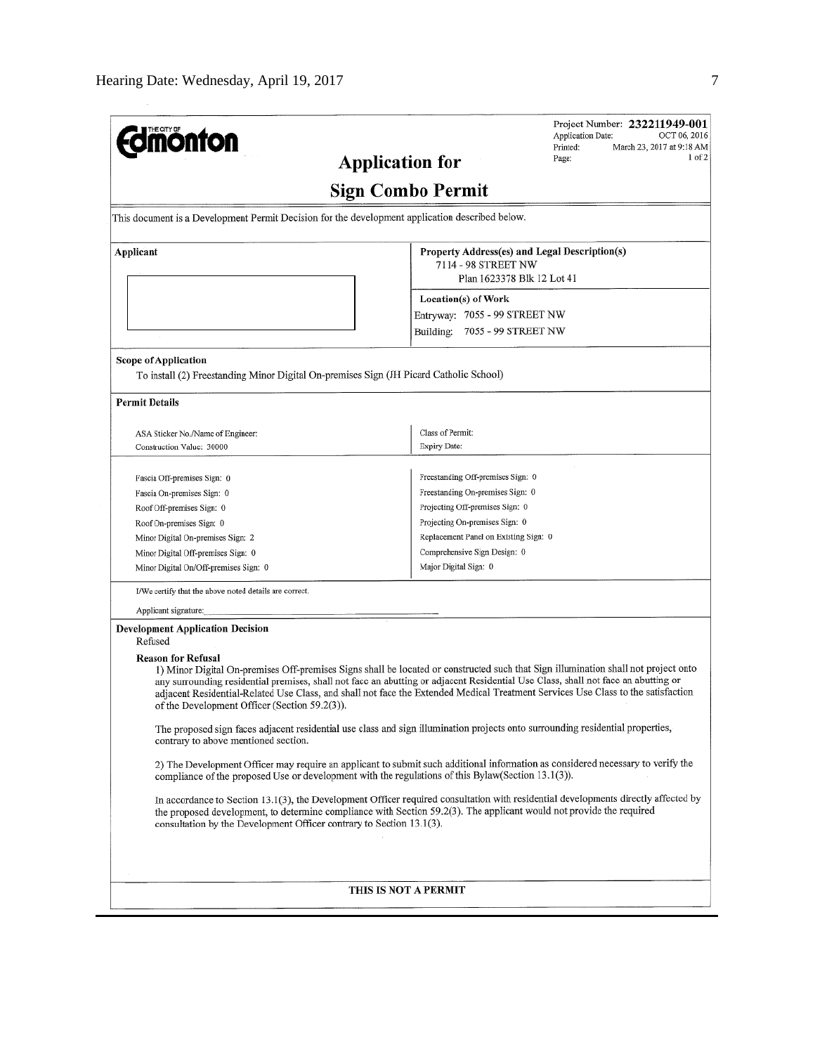**THE CITY OF Edmonton**

Project Number: **232211949-001**
Application Date: OCT 06, 2016
Printed: March 23, 2017 at 9:18 AM
Page: 1 of 2

# Application for Sign Combo Permit

This document is a Development Permit Decision for the development application described below.

| Applicant | Property Address(es) and Legal Description(s) |
|---|---|
| | 7114 - 98 STREET NW<br>Plan 1623378 Blk 12 Lot 41 |
| | **Location(s) of Work**<br>Entryway: 7055 - 99 STREET NW<br>Building: 7055 - 99 STREET NW |

**Scope of Application**

To install (2) Freestanding Minor Digital On-premises Sign (JH Picard Catholic School)

**Permit Details**

| | |
|---|---|
| ASA Sticker No./Name of Engineer: | Class of Permit: |
| Construction Value: 30000 | Expiry Date: |
| Fascia Off-premises Sign: 0 | Freestanding Off-premises Sign: 0 |
| Fascia On-premises Sign: 0 | Freestanding On-premises Sign: 0 |
| Roof Off-premises Sign: 0 | Projecting Off-premises Sign: 0 |
| Roof On-premises Sign: 0 | Projecting On-premises Sign: 0 |
| Minor Digital On-premises Sign: 2 | Replacement Panel on Existing Sign: 0 |
| Minor Digital Off-premises Sign: 0 | Comprehensive Sign Design: 0 |
| Minor Digital On/Off-premises Sign: 0 | Major Digital Sign: 0 |

I/We certify that the above noted details are correct.

Applicant signature: ______________________________

**Development Application Decision**

Refused

**Reason for Refusal**

1) Minor Digital On-premises Off-premises Signs shall be located or constructed such that Sign illumination shall not project onto any surrounding residential premises, shall not face an abutting or adjacent Residential Use Class, shall not face an abutting or adjacent Residential-Related Use Class, and shall not face the Extended Medical Treatment Services Use Class to the satisfaction of the Development Officer (Section 59.2(3)).

The proposed sign faces adjacent residential use class and sign illumination projects onto surrounding residential properties, contrary to above mentioned section.

2) The Development Officer may require an applicant to submit such additional information as considered necessary to verify the compliance of the proposed Use or development with the regulations of this Bylaw(Section 13.1(3)).

In accordance to Section 13.1(3), the Development Officer required consultation with residential developments directly affected by the proposed development, to determine compliance with Section 59.2(3). The applicant would not provide the required consultation by the Development Officer contrary to Section 13.1(3).

**THIS IS NOT A PERMIT**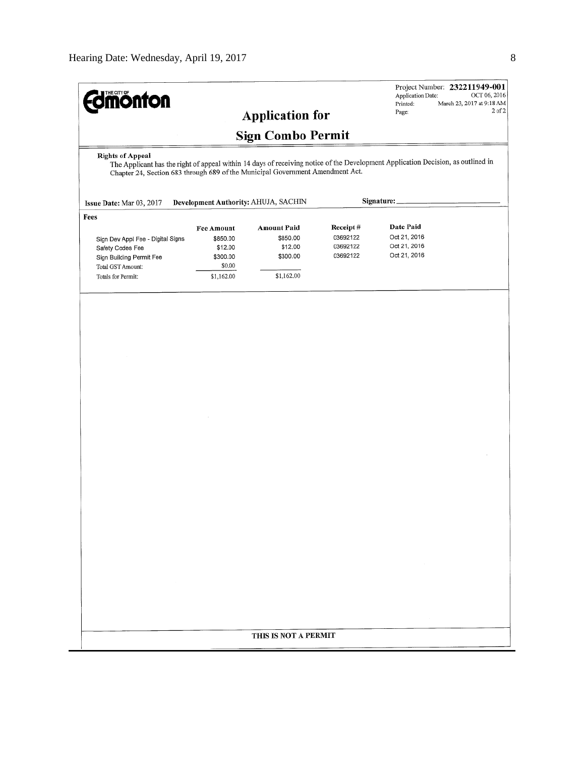THE CITY OF **Edmonton**

Project Number: **232211949-001**
Application Date: OCT 06, 2016
Printed: March 23, 2017 at 9:18 AM
Page: 2 of 2

# Application for

# Sign Combo Permit

**Rights of Appeal**

The Applicant has the right of appeal within 14 days of receiving notice of the Development Application Decision, as outlined in Chapter 24, Section 683 through 689 of the Municipal Government Amendment Act.

**Issue Date:** Mar 03, 2017 **Development Authority:** AHUJA, SACHIN **Signature:** ___________________

**Fees**

| | Fee Amount | Amount Paid | Receipt # | Date Paid |
|---|---|---|---|---|
| Sign Dev Appl Fee - Digital Signs | $850.00 | $850.00 | 03692122 | Oct 21, 2016 |
| Safety Codes Fee | $12.00 | $12.00 | 03692122 | Oct 21, 2016 |
| Sign Building Permit Fee | $300.00 | $300.00 | 03692122 | Oct 21, 2016 |
| Total GST Amount: | $0.00 | | | |
| Totals for Permit: | $1,162.00 | $1,162.00 | | |

**THIS IS NOT A PERMIT**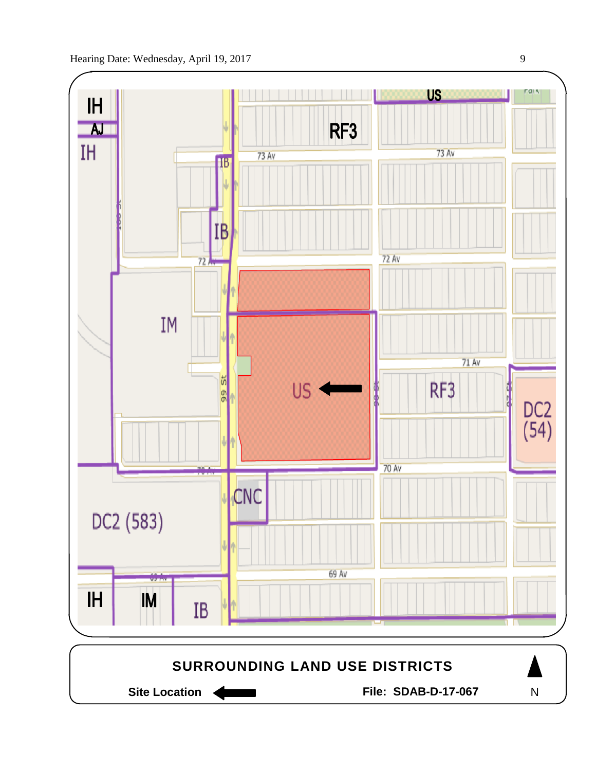IH

AJ

IH

IB

IB

RF3

US

73 Av

73 Av

72 Av

72 Av

IM

US

99 St

98 St

RF3

71 Av

97 St

DC2 (54)

70 Av

70 Av

CNC

DC2 (583)

69 Av

69 Av

IH

IM

IB

**SURROUNDING LAND USE DISTRICTS**

**Site Location** ←

**File: SDAB-D-17-067**

N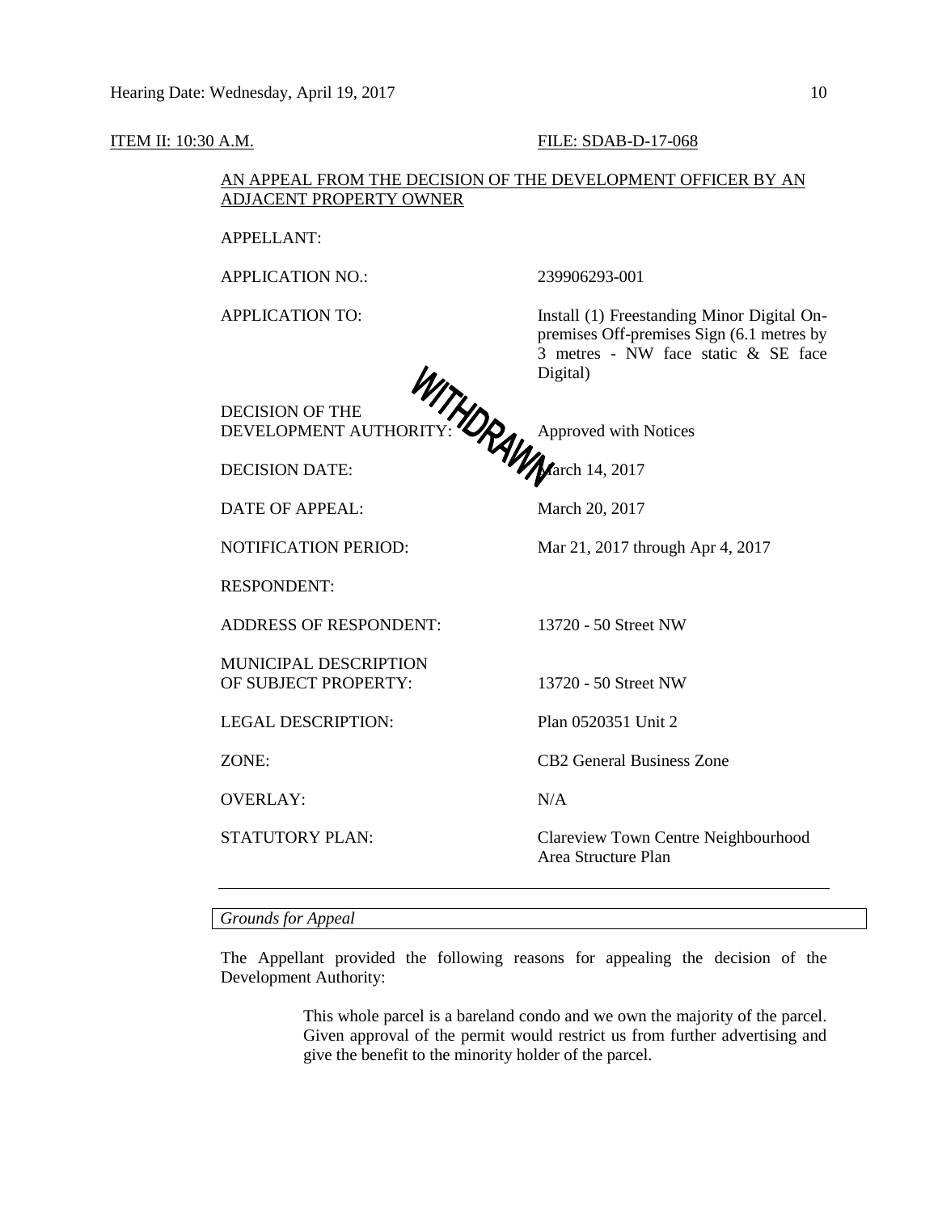ITEM II: 10:30 A.M. FILE: SDAB-D-17-068

AN APPEAL FROM THE DECISION OF THE DEVELOPMENT OFFICER BY AN ADJACENT PROPERTY OWNER

WITHDRAWN

| | |
|---|---|
| APPELLANT: | |
| APPLICATION NO.: | 239906293-001 |
| APPLICATION TO: | Install (1) Freestanding Minor Digital On-premises Off-premises Sign (6.1 metres by 3 metres - NW face static & SE face Digital) |
| DECISION OF THE DEVELOPMENT AUTHORITY: | Approved with Notices |
| DECISION DATE: | March 14, 2017 |
| DATE OF APPEAL: | March 20, 2017 |
| NOTIFICATION PERIOD: | Mar 21, 2017 through Apr 4, 2017 |
| RESPONDENT: | |
| ADDRESS OF RESPONDENT: | 13720 - 50 Street NW |
| MUNICIPAL DESCRIPTION OF SUBJECT PROPERTY: | 13720 - 50 Street NW |
| LEGAL DESCRIPTION: | Plan 0520351 Unit 2 |
| ZONE: | CB2 General Business Zone |
| OVERLAY: | N/A |
| STATUTORY PLAN: | Clareview Town Centre Neighbourhood Area Structure Plan |

---

*Grounds for Appeal*

The Appellant provided the following reasons for appealing the decision of the Development Authority:

> This whole parcel is a bareland condo and we own the majority of the parcel. Given approval of the permit would restrict us from further advertising and give the benefit to the minority holder of the parcel.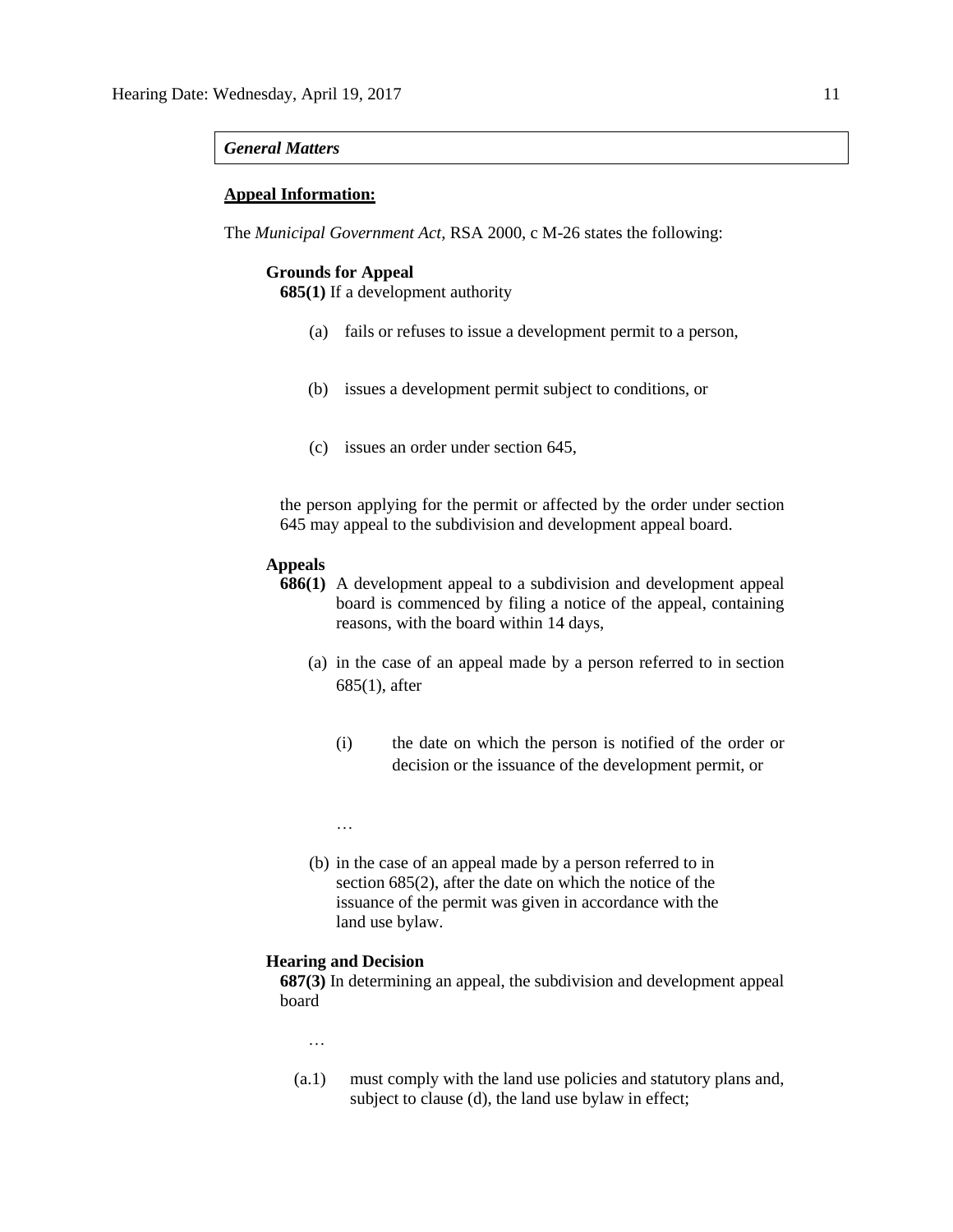***General Matters***

**Appeal Information:**

The *Municipal Government Act*, RSA 2000, c M-26 states the following:

**Grounds for Appeal**

**685(1)** If a development authority

(a) fails or refuses to issue a development permit to a person,

(b) issues a development permit subject to conditions, or

(c) issues an order under section 645,

the person applying for the permit or affected by the order under section 645 may appeal to the subdivision and development appeal board.

**Appeals**

**686(1)** A development appeal to a subdivision and development appeal board is commenced by filing a notice of the appeal, containing reasons, with the board within 14 days,

(a) in the case of an appeal made by a person referred to in section 685(1), after

(i) the date on which the person is notified of the order or decision or the issuance of the development permit, or

…

(b) in the case of an appeal made by a person referred to in section 685(2), after the date on which the notice of the issuance of the permit was given in accordance with the land use bylaw.

**Hearing and Decision**

**687(3)** In determining an appeal, the subdivision and development appeal board

…

(a.1) must comply with the land use policies and statutory plans and, subject to clause (d), the land use bylaw in effect;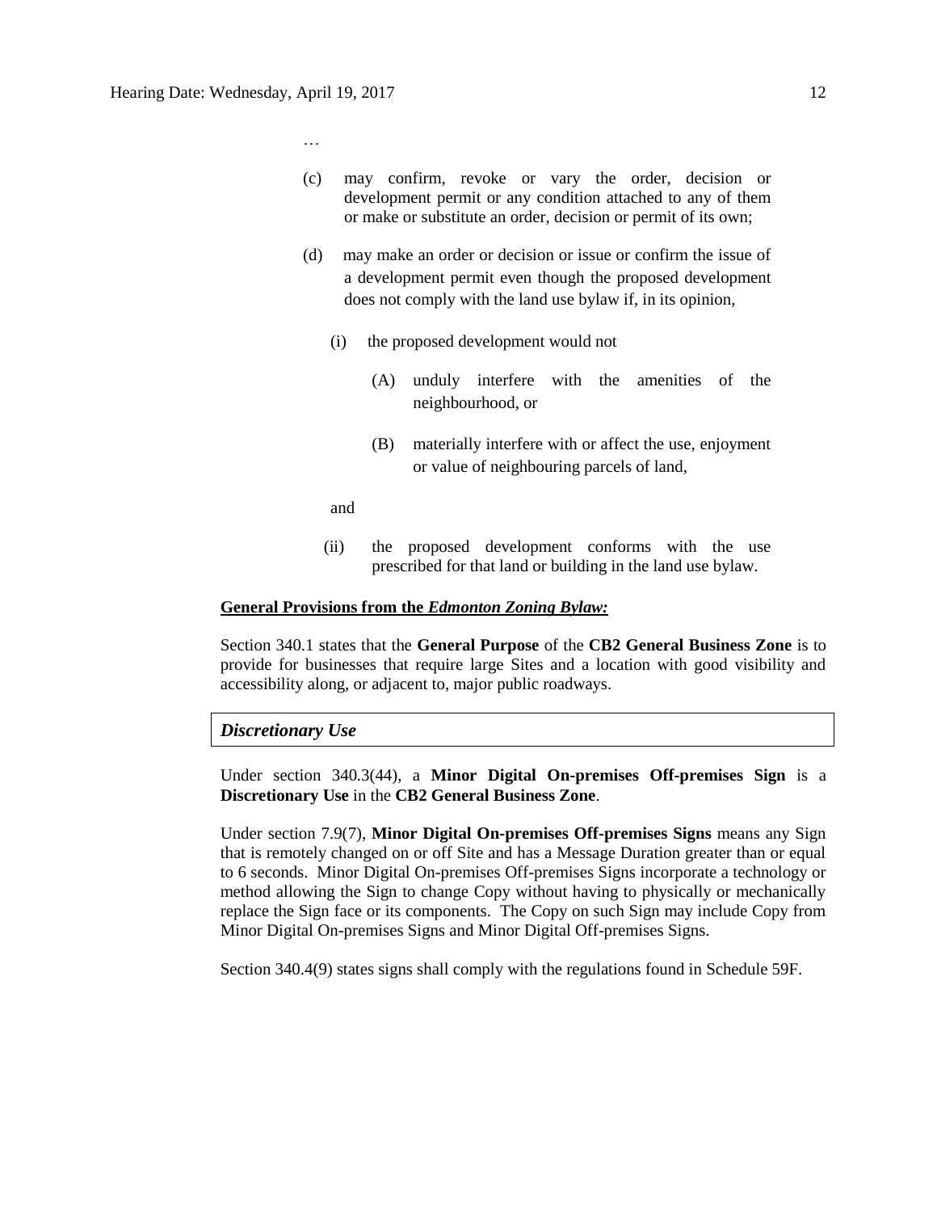…

(c) may confirm, revoke or vary the order, decision or development permit or any condition attached to any of them or make or substitute an order, decision or permit of its own;

(d) may make an order or decision or issue or confirm the issue of a development permit even though the proposed development does not comply with the land use bylaw if, in its opinion,

  (i) the proposed development would not

    (A) unduly interfere with the amenities of the neighbourhood, or

    (B) materially interfere with or affect the use, enjoyment or value of neighbouring parcels of land,

  and

  (ii) the proposed development conforms with the use prescribed for that land or building in the land use bylaw.

**General Provisions from the *Edmonton Zoning Bylaw:***

Section 340.1 states that the **General Purpose** of the **CB2 General Business Zone** is to provide for businesses that require large Sites and a location with good visibility and accessibility along, or adjacent to, major public roadways.

***Discretionary Use***

Under section 340.3(44), a **Minor Digital On-premises Off-premises Sign** is a **Discretionary Use** in the **CB2 General Business Zone**.

Under section 7.9(7), **Minor Digital On-premises Off-premises Signs** means any Sign that is remotely changed on or off Site and has a Message Duration greater than or equal to 6 seconds. Minor Digital On-premises Off-premises Signs incorporate a technology or method allowing the Sign to change Copy without having to physically or mechanically replace the Sign face or its components. The Copy on such Sign may include Copy from Minor Digital On-premises Signs and Minor Digital Off-premises Signs.

Section 340.4(9) states signs shall comply with the regulations found in Schedule 59F.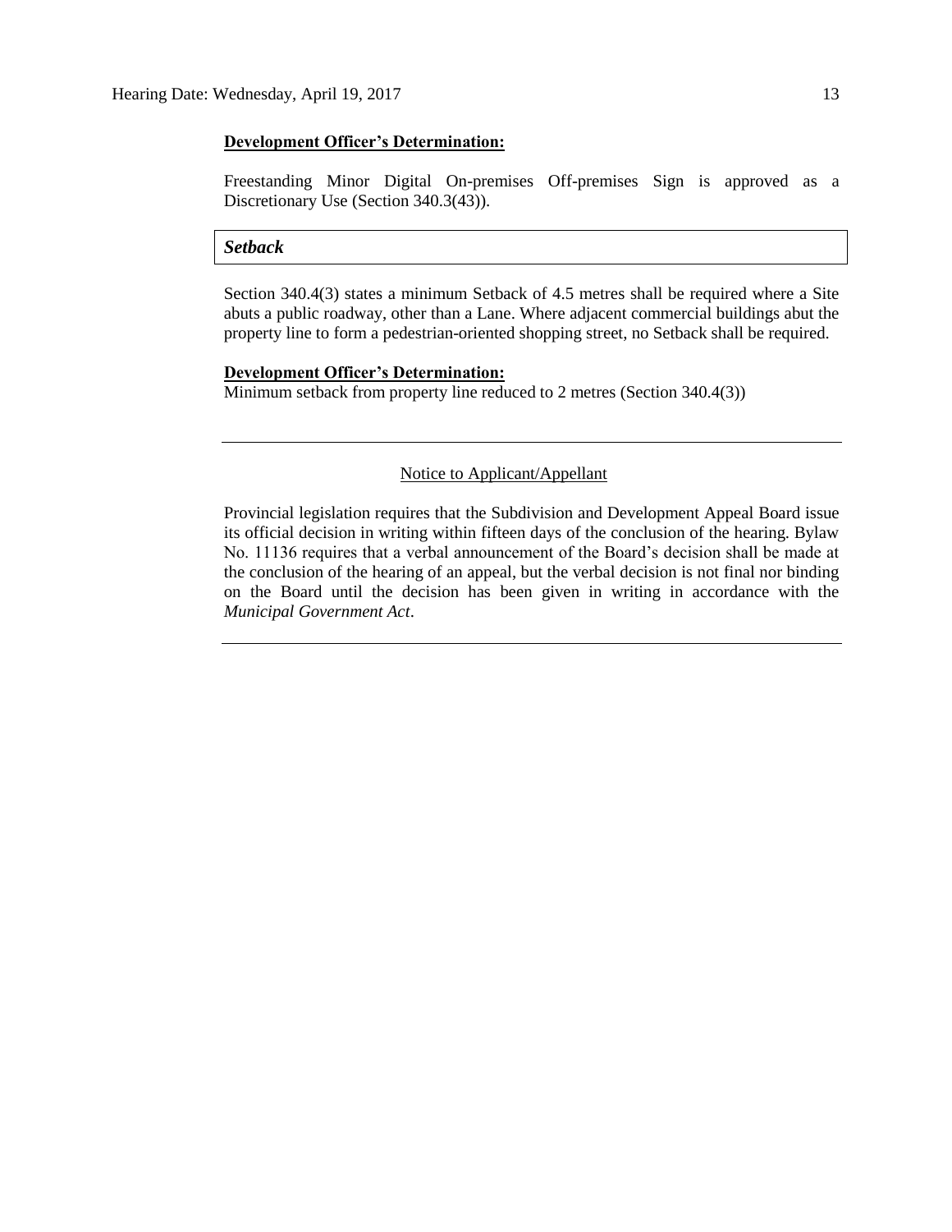**Development Officer's Determination:**

Freestanding Minor Digital On-premises Off-premises Sign is approved as a Discretionary Use (Section 340.3(43)).

***Setback***

Section 340.4(3) states a minimum Setback of 4.5 metres shall be required where a Site abuts a public roadway, other than a Lane. Where adjacent commercial buildings abut the property line to form a pedestrian-oriented shopping street, no Setback shall be required.

**Development Officer's Determination:**

Minimum setback from property line reduced to 2 metres (Section 340.4(3))

---

Notice to Applicant/Appellant

Provincial legislation requires that the Subdivision and Development Appeal Board issue its official decision in writing within fifteen days of the conclusion of the hearing. Bylaw No. 11136 requires that a verbal announcement of the Board's decision shall be made at the conclusion of the hearing of an appeal, but the verbal decision is not final nor binding on the Board until the decision has been given in writing in accordance with the *Municipal Government Act*.

---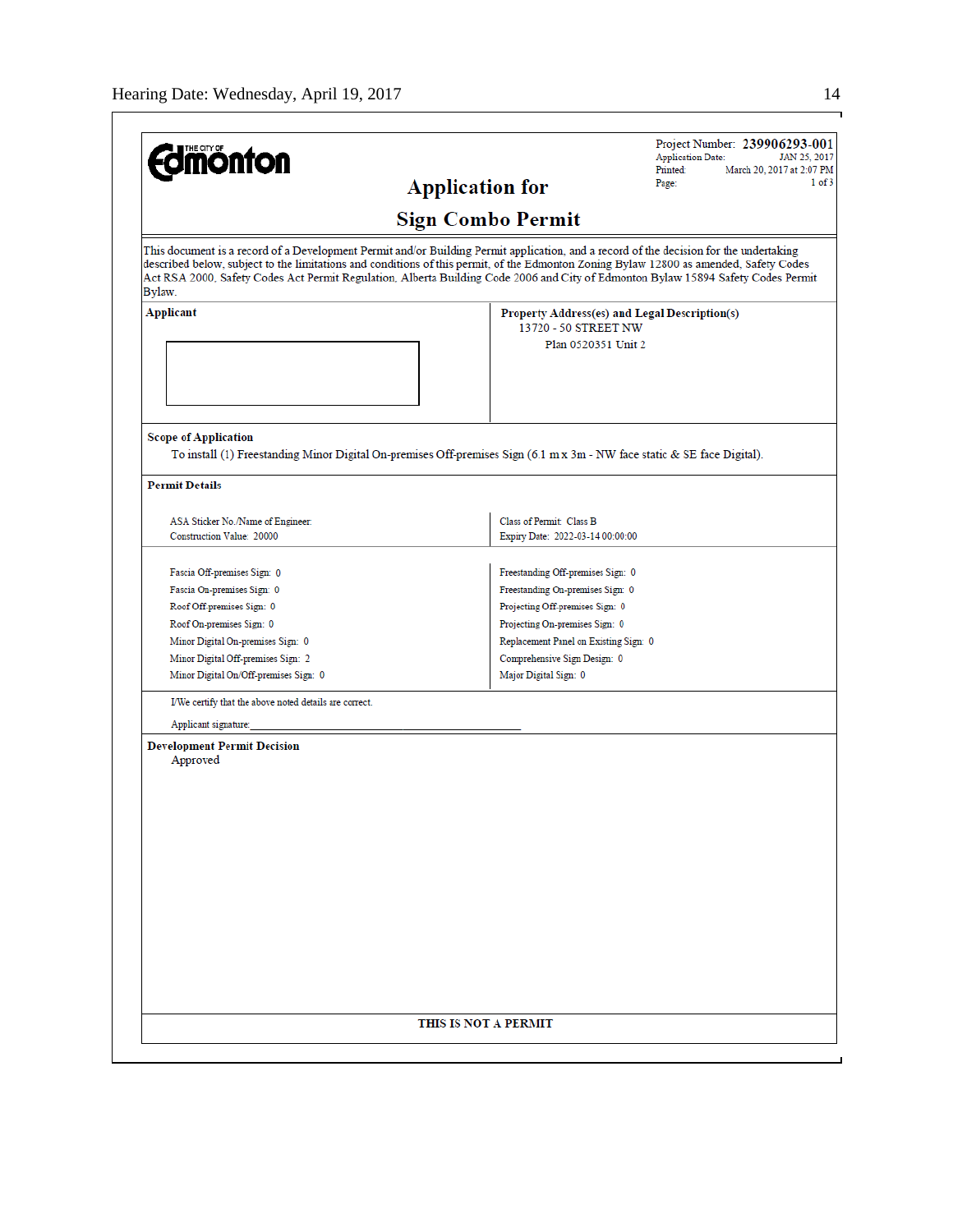Project Number: **239906293-001**
Application Date: JAN 25, 2017
Printed: March 20, 2017 at 2:07 PM
Page: 1 of 3

# Application for Sign Combo Permit

This document is a record of a Development Permit and/or Building Permit application, and a record of the decision for the undertaking described below, subject to the limitations and conditions of this permit, of the Edmonton Zoning Bylaw 12800 as amended, Safety Codes Act RSA 2000, Safety Codes Act Permit Regulation, Alberta Building Code 2006 and City of Edmonton Bylaw 15894 Safety Codes Permit Bylaw.

| **Applicant** | **Property Address(es) and Legal Description(s)** |
|---|---|
| | 13720 - 50 STREET NW<br>Plan 0520351 Unit 2 |

**Scope of Application**

To install (1) Freestanding Minor Digital On-premises Off-premises Sign (6.1 m x 3m - NW face static & SE face Digital).

**Permit Details**

| | |
|---|---|
| ASA Sticker No./Name of Engineer: | Class of Permit: Class B |
| Construction Value: 20000 | Expiry Date: 2022-03-14 00:00:00 |

| | |
|---|---|
| Fascia Off-premises Sign: 0 | Freestanding Off-premises Sign: 0 |
| Fascia On-premises Sign: 0 | Freestanding On-premises Sign: 0 |
| Roof Off-premises Sign: 0 | Projecting Off-premises Sign: 0 |
| Roof On-premises Sign: 0 | Projecting On-premises Sign: 0 |
| Minor Digital On-premises Sign: 0 | Replacement Panel on Existing Sign: 0 |
| Minor Digital Off-premises Sign: 2 | Comprehensive Sign Design: 0 |
| Minor Digital On/Off-premises Sign: 0 | Major Digital Sign: 0 |

I/We certify that the above noted details are correct.

Applicant signature: ____________________

**Development Permit Decision**

Approved

**THIS IS NOT A PERMIT**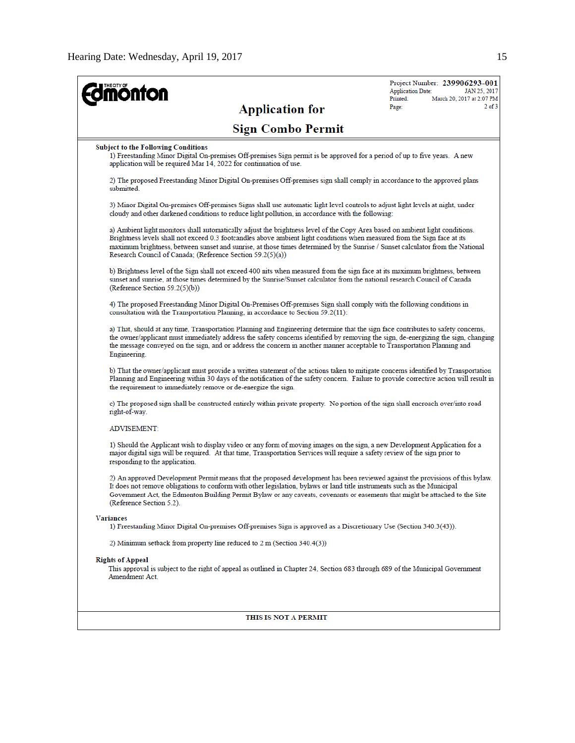THE CITY OF **Edmonton**

Project Number: **239906293-001**
Application Date: JAN 25, 2017
Printed: March 20, 2017 at 2:07 PM
Page: 2 of 3

# Application for

# Sign Combo Permit

**Subject to the Following Conditions**

1) Freestanding Minor Digital On-premises Off-premises Sign permit is be approved for a period of up to five years. A new application will be required Mar 14, 2022 for continuation of use.

2) The proposed Freestanding Minor Digital On-premises Off-premises sign shall comply in accordance to the approved plans submitted.

3) Minor Digital On-premises Off-premises Signs shall use automatic light level controls to adjust light levels at night, under cloudy and other darkened conditions to reduce light pollution, in accordance with the following:

a) Ambient light monitors shall automatically adjust the brightness level of the Copy Area based on ambient light conditions. Brightness levels shall not exceed 0.3 footcandles above ambient light conditions when measured from the Sign face at its maximum brightness, between sunset and sunrise, at those times determined by the Sunrise / Sunset calculator from the National Research Council of Canada; (Reference Section 59.2(5)(a))

b) Brightness level of the Sign shall not exceed 400 nits when measured from the sign face at its maximum brightness, between sunset and sunrise, at those times determined by the Sunrise/Sunset calculator from the national research Council of Canada (Reference Section 59.2(5)(b))

4) The proposed Freestanding Minor Digital On-Premises Off-premises Sign shall comply with the following conditions in consultation with the Transportation Planning, in accordance to Section 59.2(11):

a) That, should at any time, Transportation Planning and Engineering determine that the sign face contributes to safety concerns, the owner/applicant must immediately address the safety concerns identified by removing the sign, de-energizing the sign, changing the message conveyed on the sign, and or address the concern in another manner acceptable to Transportation Planning and Engineering.

b) That the owner/applicant must provide a written statement of the actions taken to mitigate concerns identified by Transportation Planning and Engineering within 30 days of the notification of the safety concern. Failure to provide corrective action will result in the requirement to immediately remove or de-energize the sign.

c) The proposed sign shall be constructed entirely within private property. No portion of the sign shall encroach over/into road right-of-way.

ADVISEMENT:

1) Should the Applicant wish to display video or any form of moving images on the sign, a new Development Application for a major digital sign will be required. At that time, Transportation Services will require a safety review of the sign prior to responding to the application.

2) An approved Development Permit means that the proposed development has been reviewed against the provisions of this bylaw. It does not remove obligations to conform with other legislation, bylaws or land title instruments such as the Municipal Government Act, the Edmonton Building Permit Bylaw or any caveats, covenants or easements that might be attached to the Site (Reference Section 5.2).

**Variances**

1) Freestanding Minor Digital On-premises Off-premises Sign is approved as a Discretionary Use (Section 340.3(43)).

2) Minimum setback from property line reduced to 2 m (Section 340.4(3))

**Rights of Appeal**

This approval is subject to the right of appeal as outlined in Chapter 24, Section 683 through 689 of the Municipal Government Amendment Act.

**THIS IS NOT A PERMIT**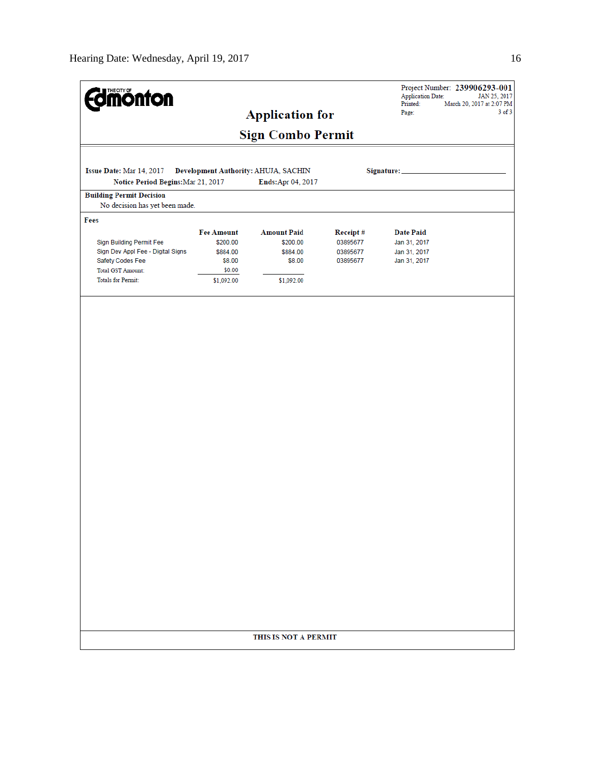**THE CITY OF Edmonton**

# Application for

# Sign Combo Permit

Project Number: **239906293-001**
Application Date: JAN 25, 2017
Printed: March 20, 2017 at 2:07 PM
Page: 3 of 3

**Issue Date:** Mar 14, 2017 **Development Authority:** AHUJA, SACHIN **Signature:** ______________________

**Notice Period Begins:** Mar 21, 2017 **Ends:** Apr 04, 2017

**Building Permit Decision**

No decision has yet been made.

**Fees**

| | Fee Amount | Amount Paid | Receipt # | Date Paid |
|---|---|---|---|---|
| Sign Building Permit Fee | $200.00 | $200.00 | 03895677 | Jan 31, 2017 |
| Sign Dev Appl Fee - Digital Signs | $884.00 | $884.00 | 03895677 | Jan 31, 2017 |
| Safety Codes Fee | $8.00 | $8.00 | 03895677 | Jan 31, 2017 |
| Total GST Amount: | $0.00 | | | |
| Totals for Permit: | $1,092.00 | $1,092.00 | | |

**THIS IS NOT A PERMIT**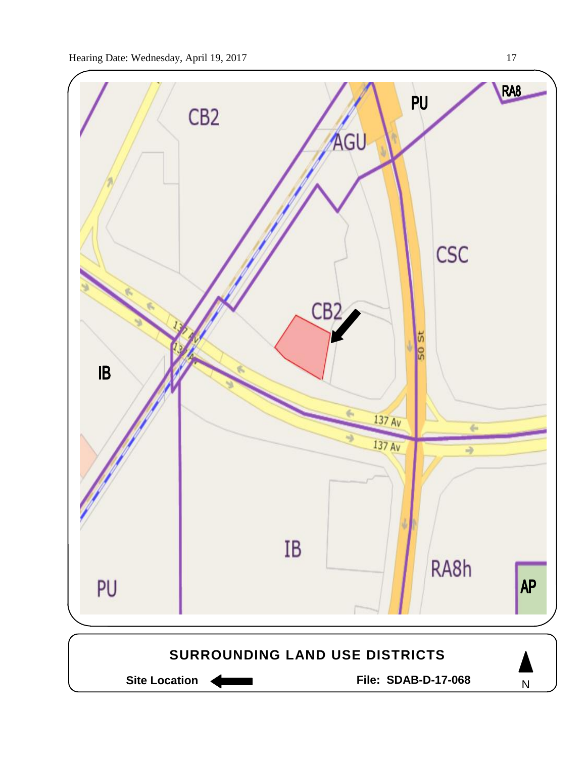CB2

AGU

PU

RA8

CSC

CB2

IB

137 Av

137 Av

137 Av

137 Av

50 St

IB

PU

RA8h

AP

**SURROUNDING LAND USE DISTRICTS**

**Site Location**

**File: SDAB-D-17-068**

N